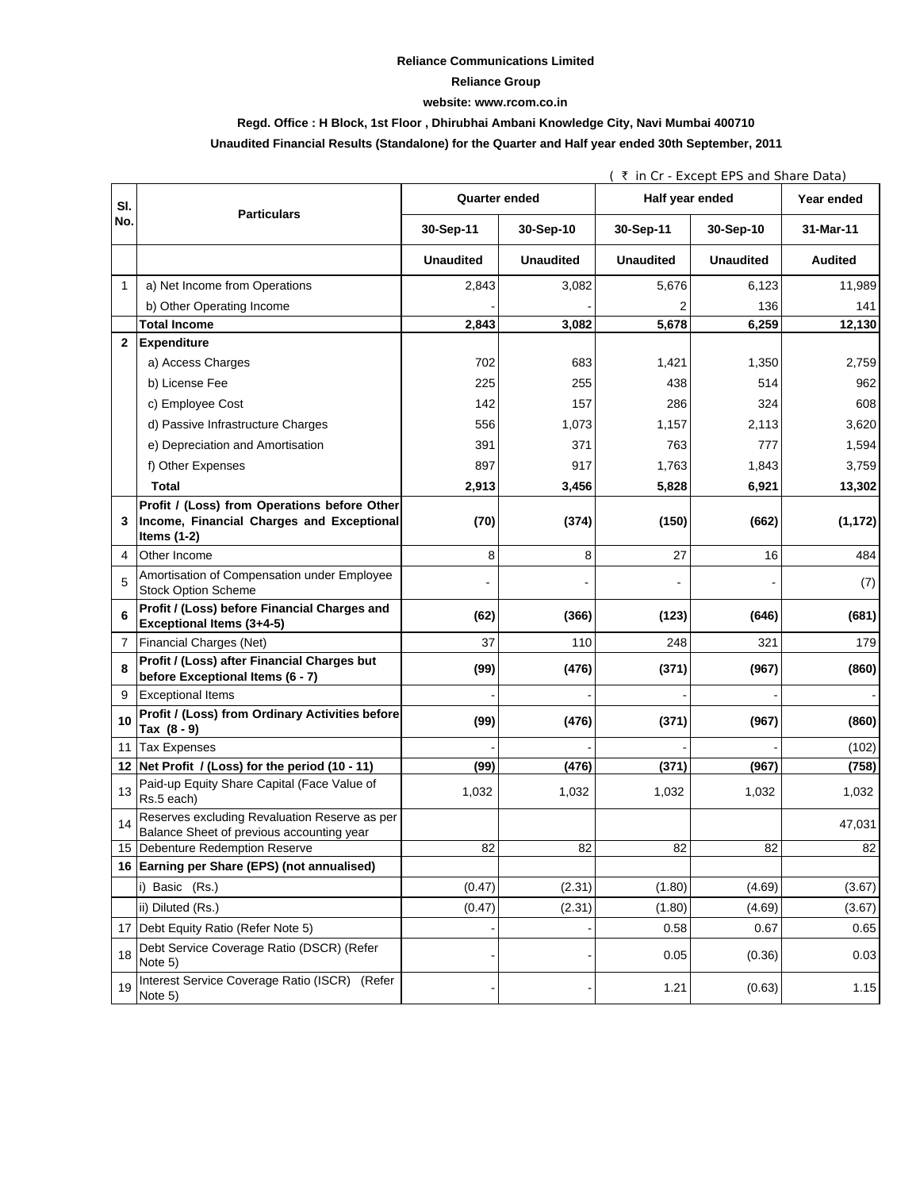**Reliance Communications Limited**

**Reliance Group**

**website: www.rcom.co.in**

**Regd. Office : H Block, 1st Floor , Dhirubhai Ambani Knowledge City, Navi Mumbai 400710**

**Unaudited Financial Results (Standalone) for the Quarter and Half year ended 30th September, 2011**

( ₹ in Cr - Except EPS and Share Data)

| Sl. No. | Particulars | Quarter ended | | Half year ended | | Year ended |
|---|---|---|---|---|---|---|
| | | 30-Sep-11 | 30-Sep-10 | 30-Sep-11 | 30-Sep-10 | 31-Mar-11 |
| | | Unaudited | Unaudited | Unaudited | Unaudited | Audited |
| 1 | a) Net Income from Operations | 2,843 | 3,082 | 5,676 | 6,123 | 11,989 |
| | b) Other Operating Income | - | - | 2 | 136 | 141 |
| | **Total Income** | **2,843** | **3,082** | **5,678** | **6,259** | **12,130** |
| **2** | **Expenditure** | | | | | |
| | a) Access Charges | 702 | 683 | 1,421 | 1,350 | 2,759 |
| | b) License Fee | 225 | 255 | 438 | 514 | 962 |
| | c) Employee Cost | 142 | 157 | 286 | 324 | 608 |
| | d) Passive Infrastructure Charges | 556 | 1,073 | 1,157 | 2,113 | 3,620 |
| | e) Depreciation and Amortisation | 391 | 371 | 763 | 777 | 1,594 |
| | f) Other Expenses | 897 | 917 | 1,763 | 1,843 | 3,759 |
| | **Total** | **2,913** | **3,456** | **5,828** | **6,921** | **13,302** |
| **3** | **Profit / (Loss) from Operations before Other Income, Financial Charges and Exceptional Items (1-2)** | **(70)** | **(374)** | **(150)** | **(662)** | **(1,172)** |
| 4 | Other Income | 8 | 8 | 27 | 16 | 484 |
| 5 | Amortisation of Compensation under Employee Stock Option Scheme | - | - | - | - | (7) |
| **6** | **Profit / (Loss) before Financial Charges and Exceptional Items (3+4-5)** | **(62)** | **(366)** | **(123)** | **(646)** | **(681)** |
| 7 | Financial Charges (Net) | 37 | 110 | 248 | 321 | 179 |
| **8** | **Profit / (Loss) after Financial Charges but before Exceptional Items (6 - 7)** | **(99)** | **(476)** | **(371)** | **(967)** | **(860)** |
| 9 | Exceptional Items | - | - | - | - | - |
| **10** | **Profit / (Loss) from Ordinary Activities before Tax (8 - 9)** | **(99)** | **(476)** | **(371)** | **(967)** | **(860)** |
| 11 | Tax Expenses | - | - | - | - | (102) |
| **12** | **Net Profit / (Loss) for the period (10 - 11)** | **(99)** | **(476)** | **(371)** | **(967)** | **(758)** |
| 13 | Paid-up Equity Share Capital (Face Value of Rs.5 each) | 1,032 | 1,032 | 1,032 | 1,032 | 1,032 |
| 14 | Reserves excluding Revaluation Reserve as per Balance Sheet of previous accounting year | | | | | 47,031 |
| 15 | Debenture Redemption Reserve | 82 | 82 | 82 | 82 | 82 |
| **16** | **Earning per Share (EPS) (not annualised)** | | | | | |
| | i) Basic (Rs.) | (0.47) | (2.31) | (1.80) | (4.69) | (3.67) |
| | ii) Diluted (Rs.) | (0.47) | (2.31) | (1.80) | (4.69) | (3.67) |
| 17 | Debt Equity Ratio (Refer Note 5) | - | - | 0.58 | 0.67 | 0.65 |
| 18 | Debt Service Coverage Ratio (DSCR) (Refer Note 5) | - | - | 0.05 | (0.36) | 0.03 |
| 19 | Interest Service Coverage Ratio (ISCR) (Refer Note 5) | - | - | 1.21 | (0.63) | 1.15 |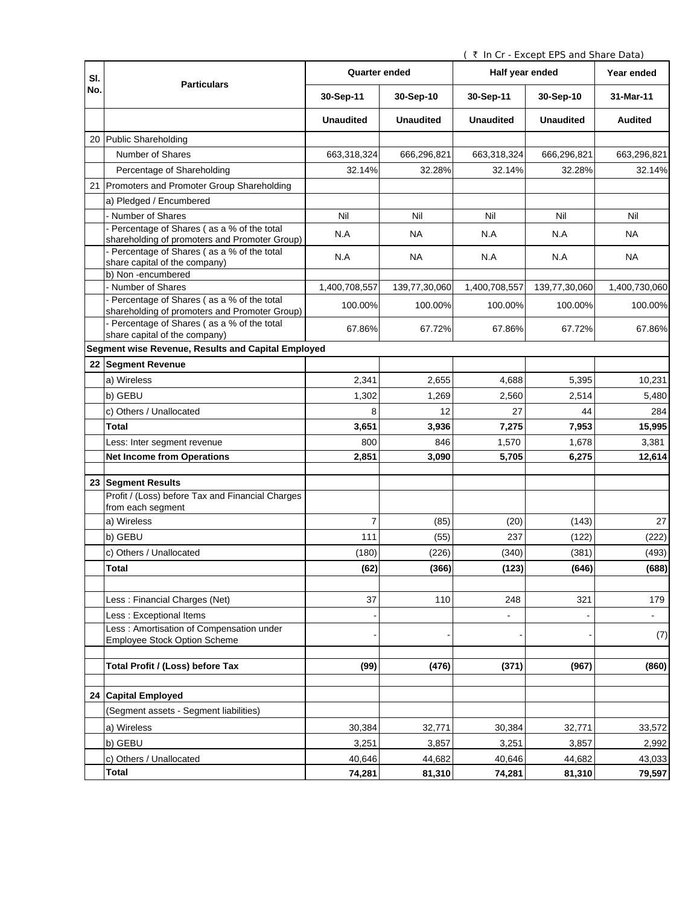( ₹ In Cr - Except EPS and Share Data)

| Sl. No. | Particulars | Quarter ended | | Half year ended | | Year ended |
|---|---|---|---|---|---|---|
| | | 30-Sep-11 | 30-Sep-10 | 30-Sep-11 | 30-Sep-10 | 31-Mar-11 |
| | | **Unaudited** | **Unaudited** | **Unaudited** | **Unaudited** | **Audited** |
| 20 | Public Shareholding | | | | | |
| | Number of Shares | 663,318,324 | 666,296,821 | 663,318,324 | 666,296,821 | 663,296,821 |
| | Percentage of Shareholding | 32.14% | 32.28% | 32.14% | 32.28% | 32.14% |
| 21 | Promoters and Promoter Group Shareholding | | | | | |
| | a) Pledged / Encumbered | | | | | |
| | - Number of Shares | Nil | Nil | Nil | Nil | Nil |
| | - Percentage of Shares ( as a % of the total shareholding of promoters and Promoter Group) | N.A | NA | N.A | N.A | NA |
| | - Percentage of Shares ( as a % of the total share capital of the company) | N.A | NA | N.A | N.A | NA |
| | b) Non -encumbered | | | | | |
| | - Number of Shares | 1,400,708,557 | 139,77,30,060 | 1,400,708,557 | 139,77,30,060 | 1,400,730,060 |
| | - Percentage of Shares ( as a % of the total shareholding of promoters and Promoter Group) | 100.00% | 100.00% | 100.00% | 100.00% | 100.00% |
| | - Percentage of Shares ( as a % of the total share capital of the company) | 67.86% | 67.72% | 67.86% | 67.72% | 67.86% |
| **Segment wise Revenue, Results and Capital Employed** | | | | | | |
| **22** | **Segment Revenue** | | | | | |
| | a) Wireless | 2,341 | 2,655 | 4,688 | 5,395 | 10,231 |
| | b) GEBU | 1,302 | 1,269 | 2,560 | 2,514 | 5,480 |
| | c) Others / Unallocated | 8 | 12 | 27 | 44 | 284 |
| | **Total** | **3,651** | **3,936** | **7,275** | **7,953** | **15,995** |
| | Less: Inter segment revenue | 800 | 846 | 1,570 | 1,678 | 3,381 |
| | **Net Income from Operations** | **2,851** | **3,090** | **5,705** | **6,275** | **12,614** |
| | | | | | | |
| **23** | **Segment Results** | | | | | |
| | Profit / (Loss) before Tax and Financial Charges from each segment | | | | | |
| | a) Wireless | 7 | (85) | (20) | (143) | 27 |
| | b) GEBU | 111 | (55) | 237 | (122) | (222) |
| | c) Others / Unallocated | (180) | (226) | (340) | (381) | (493) |
| | **Total** | **(62)** | **(366)** | **(123)** | **(646)** | **(688)** |
| | | | | | | |
| | Less : Financial Charges (Net) | 37 | 110 | 248 | 321 | 179 |
| | Less : Exceptional Items | - | | - | - | - |
| | Less : Amortisation of Compensation under Employee Stock Option Scheme | - | - | - | - | (7) |
| | | | | | | |
| | **Total Profit / (Loss) before Tax** | **(99)** | **(476)** | **(371)** | **(967)** | **(860)** |
| | | | | | | |
| **24** | **Capital Employed** | | | | | |
| | (Segment assets - Segment liabilities) | | | | | |
| | a) Wireless | 30,384 | 32,771 | 30,384 | 32,771 | 33,572 |
| | b) GEBU | 3,251 | 3,857 | 3,251 | 3,857 | 2,992 |
| | c) Others / Unallocated | 40,646 | 44,682 | 40,646 | 44,682 | 43,033 |
| | **Total** | **74,281** | **81,310** | **74,281** | **81,310** | **79,597** |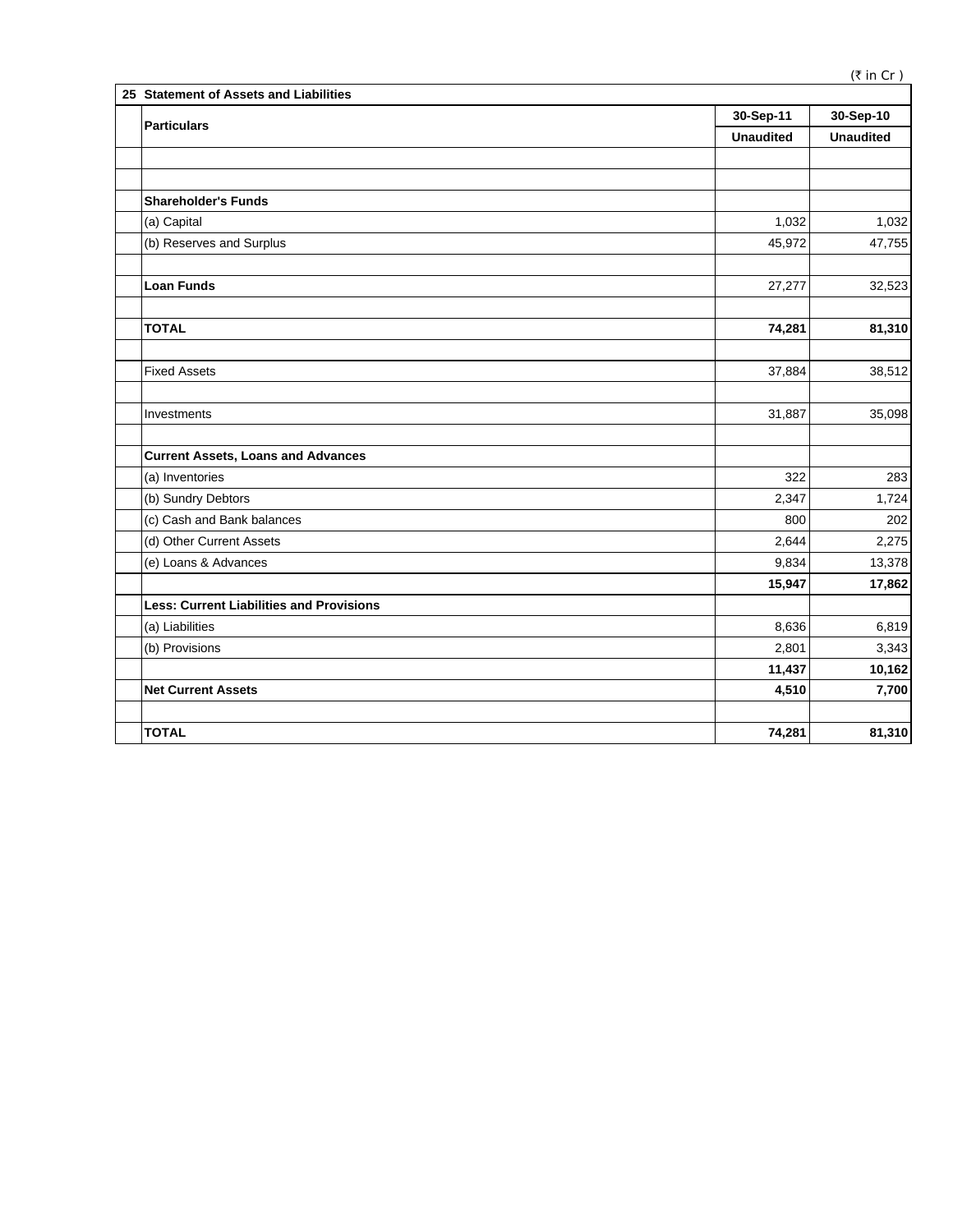(₹ in Cr )

| 25 | Statement of Assets and Liabilities | | |
|---|---|---|---|
| | **Particulars** | **30-Sep-11** | **30-Sep-10** |
| | | **Unaudited** | **Unaudited** |
| | | | |
| | | | |
| | **Shareholder's Funds** | | |
| | (a) Capital | 1,032 | 1,032 |
| | (b) Reserves and Surplus | 45,972 | 47,755 |
| | | | |
| | **Loan Funds** | 27,277 | 32,523 |
| | | | |
| | **TOTAL** | **74,281** | **81,310** |
| | | | |
| | Fixed Assets | 37,884 | 38,512 |
| | | | |
| | Investments | 31,887 | 35,098 |
| | | | |
| | **Current Assets, Loans and Advances** | | |
| | (a) Inventories | 322 | 283 |
| | (b) Sundry Debtors | 2,347 | 1,724 |
| | (c) Cash and Bank balances | 800 | 202 |
| | (d) Other Current Assets | 2,644 | 2,275 |
| | (e) Loans & Advances | 9,834 | 13,378 |
| | | **15,947** | **17,862** |
| | **Less: Current Liabilities and Provisions** | | |
| | (a) Liabilities | 8,636 | 6,819 |
| | (b) Provisions | 2,801 | 3,343 |
| | | **11,437** | **10,162** |
| | **Net Current Assets** | **4,510** | **7,700** |
| | | | |
| | **TOTAL** | **74,281** | **81,310** |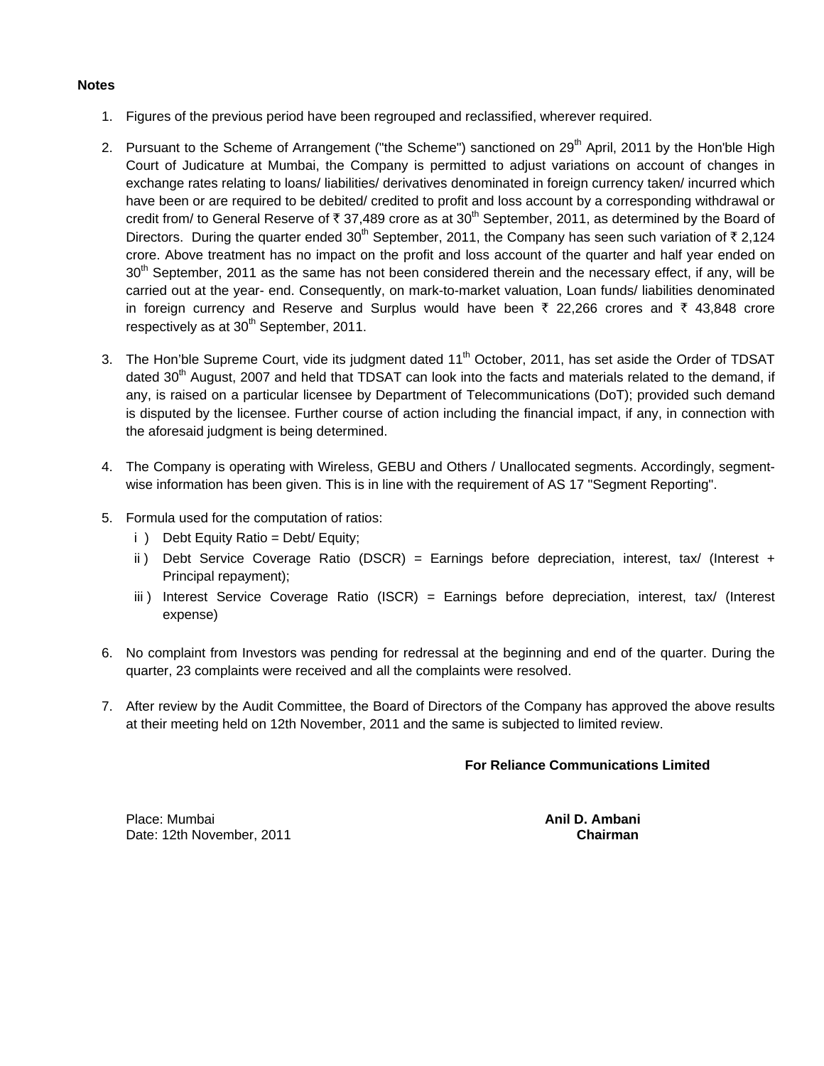**Notes**

1. Figures of the previous period have been regrouped and reclassified, wherever required.

2. Pursuant to the Scheme of Arrangement ("the Scheme") sanctioned on 29th April, 2011 by the Hon'ble High Court of Judicature at Mumbai, the Company is permitted to adjust variations on account of changes in exchange rates relating to loans/ liabilities/ derivatives denominated in foreign currency taken/ incurred which have been or are required to be debited/ credited to profit and loss account by a corresponding withdrawal or credit from/ to General Reserve of ₹ 37,489 crore as at 30th September, 2011, as determined by the Board of Directors. During the quarter ended 30th September, 2011, the Company has seen such variation of ₹ 2,124 crore. Above treatment has no impact on the profit and loss account of the quarter and half year ended on 30th September, 2011 as the same has not been considered therein and the necessary effect, if any, will be carried out at the year- end. Consequently, on mark-to-market valuation, Loan funds/ liabilities denominated in foreign currency and Reserve and Surplus would have been ₹ 22,266 crores and ₹ 43,848 crore respectively as at 30th September, 2011.

3. The Hon'ble Supreme Court, vide its judgment dated 11th October, 2011, has set aside the Order of TDSAT dated 30th August, 2007 and held that TDSAT can look into the facts and materials related to the demand, if any, is raised on a particular licensee by Department of Telecommunications (DoT); provided such demand is disputed by the licensee. Further course of action including the financial impact, if any, in connection with the aforesaid judgment is being determined.

4. The Company is operating with Wireless, GEBU and Others / Unallocated segments. Accordingly, segment-wise information has been given. This is in line with the requirement of AS 17 "Segment Reporting".

5. Formula used for the computation of ratios:
   i ) Debt Equity Ratio = Debt/ Equity;
   ii ) Debt Service Coverage Ratio (DSCR) = Earnings before depreciation, interest, tax/ (Interest + Principal repayment);
   iii ) Interest Service Coverage Ratio (ISCR) = Earnings before depreciation, interest, tax/ (Interest expense)

6. No complaint from Investors was pending for redressal at the beginning and end of the quarter. During the quarter, 23 complaints were received and all the complaints were resolved.

7. After review by the Audit Committee, the Board of Directors of the Company has approved the above results at their meeting held on 12th November, 2011 and the same is subjected to limited review.

**For Reliance Communications Limited**

Place: Mumbai
Date: 12th November, 2011

**Anil D. Ambani**
**Chairman**